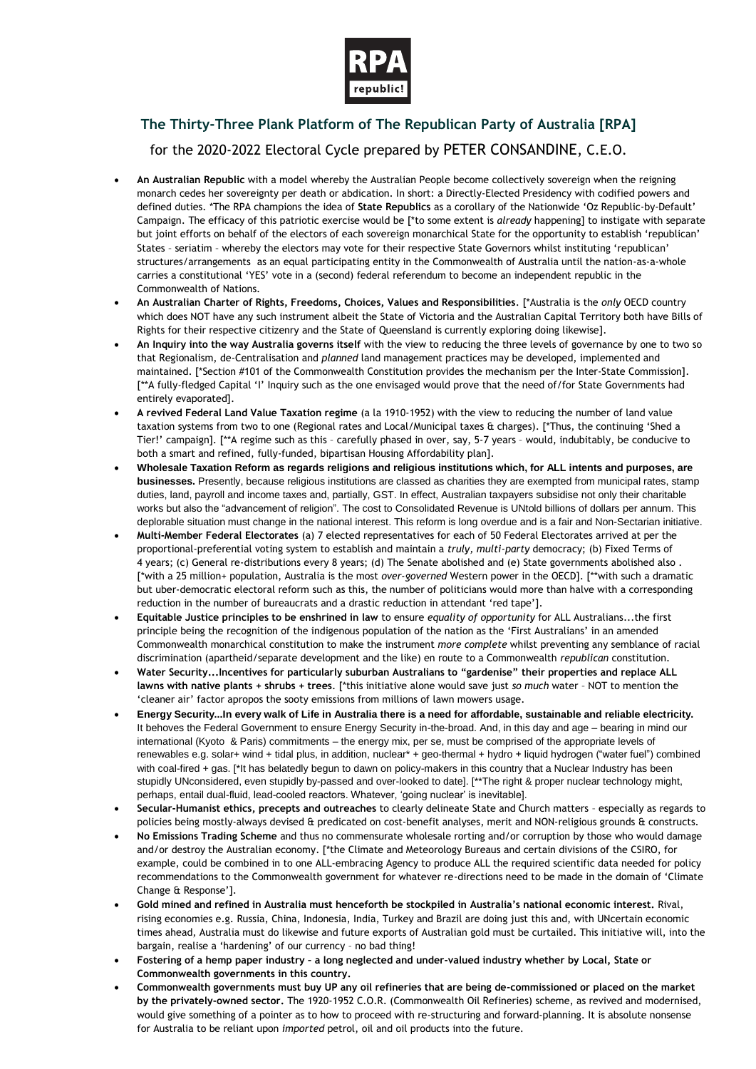## The Thirty-Three Plank Platform of The Republican Party of Australia [RPA]

for the 2020-2022 Electoral Cycle prepared by PETER CONSANDINE, C.E.O.

- **An Australian Republic** with a model whereby the Australian People become collectively sovereign when the reigning monarch cedes her sovereignty per death or abdication. In short: a Directly-Elected Presidency with codified powers and defined duties. *The RPA champions the idea of **State Republics** as a corollary of the Nationwide 'Oz Republic-by-Default' Campaign. The efficacy of this patriotic exercise would be [*to some extent is *already* happening] to instigate with separate but joint efforts on behalf of the electors of each sovereign monarchical State for the opportunity to establish 'republican' States – seriatim – whereby the electors may vote for their respective State Governors whilst instituting 'republican' structures/arrangements as an equal participating entity in the Commonwealth of Australia until the nation-as-a-whole carries a constitutional 'YES' vote in a (second) federal referendum to become an independent republic in the Commonwealth of Nations.
- **An Australian Charter of Rights, Freedoms, Choices, Values and Responsibilities**. [*Australia is the *only* OECD country which does NOT have any such instrument albeit the State of Victoria and the Australian Capital Territory both have Bills of Rights for their respective citizenry and the State of Queensland is currently exploring doing likewise].
- **An Inquiry into the way Australia governs itself** with the view to reducing the three levels of governance by one to two so that Regionalism, de-Centralisation and *planned* land management practices may be developed, implemented and maintained. [*Section #101 of the Commonwealth Constitution provides the mechanism per the Inter-State Commission]. [**A fully-fledged Capital 'I' Inquiry such as the one envisaged would prove that the need of/for State Governments had entirely evaporated].
- **A revived Federal Land Value Taxation regime** (a la 1910-1952) with the view to reducing the number of land value taxation systems from two to one (Regional rates and Local/Municipal taxes & charges). [*Thus, the continuing 'Shed a Tier!' campaign]. [**A regime such as this – carefully phased in over, say, 5-7 years – would, indubitably, be conducive to both a smart and refined, fully-funded, bipartisan Housing Affordability plan].
- **Wholesale Taxation Reform as regards religions and religious institutions which, for ALL intents and purposes, are businesses.** Presently, because religious institutions are classed as charities they are exempted from municipal rates, stamp duties, land, payroll and income taxes and, partially, GST. In effect, Australian taxpayers subsidise not only their charitable works but also the "advancement of religion". The cost to Consolidated Revenue is UNtold billions of dollars per annum. This deplorable situation must change in the national interest. This reform is long overdue and is a fair and Non-Sectarian initiative.
- **Multi-Member Federal Electorates** (a) 7 elected representatives for each of 50 Federal Electorates arrived at per the proportional-preferential voting system to establish and maintain a *truly, multi-party* democracy; (b) Fixed Terms of 4 years; (c) General re-distributions every 8 years; (d) The Senate abolished and (e) State governments abolished also . [*with a 25 million+ population, Australia is the most *over-governed* Western power in the OECD]. [**with such a dramatic but uber-democratic electoral reform such as this, the number of politicians would more than halve with a corresponding reduction in the number of bureaucrats and a drastic reduction in attendant 'red tape'].
- **Equitable Justice principles to be enshrined in law** to ensure *equality of opportunity* for ALL Australians...the first principle being the recognition of the indigenous population of the nation as the 'First Australians' in an amended Commonwealth monarchical constitution to make the instrument *more complete* whilst preventing any semblance of racial discrimination (apartheid/separate development and the like) en route to a Commonwealth *republican* constitution.
- **Water Security...Incentives for particularly suburban Australians to "gardenise" their properties and replace ALL lawns with native plants + shrubs + trees**. [*this initiative alone would save just *so much* water – NOT to mention the 'cleaner air' factor apropos the sooty emissions from millions of lawn mowers usage.
- **Energy Security...In every walk of Life in Australia there is a need for affordable, sustainable and reliable electricity.** It behoves the Federal Government to ensure Energy Security in-the-broad. And, in this day and age – bearing in mind our international (Kyoto & Paris) commitments – the energy mix, per se, must be comprised of the appropriate levels of renewables e.g. solar+ wind + tidal plus, in addition, nuclear* + geo-thermal + hydro + liquid hydrogen ("water fuel") combined with coal-fired + gas. [*It has belatedly begun to dawn on policy-makers in this country that a Nuclear Industry has been stupidly UNconsidered, even stupidly by-passed and over-looked to date]. [**The right & proper nuclear technology might, perhaps, entail dual-fluid, lead-cooled reactors. Whatever, 'going nuclear' is inevitable].
- **Secular-Humanist ethics, precepts and outreaches** to clearly delineate State and Church matters – especially as regards to policies being mostly-always devised & predicated on cost-benefit analyses, merit and NON-religious grounds & constructs.
- **No Emissions Trading Scheme** and thus no commensurate wholesale rorting and/or corruption by those who would damage and/or destroy the Australian economy. [*the Climate and Meteorology Bureaus and certain divisions of the CSIRO, for example, could be combined in to one ALL-embracing Agency to produce ALL the required scientific data needed for policy recommendations to the Commonwealth government for whatever re-directions need to be made in the domain of 'Climate Change & Response'].
- **Gold mined and refined in Australia must henceforth be stockpiled in Australia's national economic interest.** Rival, rising economies e.g. Russia, China, Indonesia, India, Turkey and Brazil are doing just this and, with UNcertain economic times ahead, Australia must do likewise and future exports of Australian gold must be curtailed. This initiative will, into the bargain, realise a 'hardening' of our currency – no bad thing!
- **Fostering of a hemp paper industry – a long neglected and under-valued industry whether by Local, State or Commonwealth governments in this country.**
- **Commonwealth governments must buy UP any oil refineries that are being de-commissioned or placed on the market by the privately-owned sector.** The 1920-1952 C.O.R. (Commonwealth Oil Refineries) scheme, as revived and modernised, would give something of a pointer as to how to proceed with re-structuring and forward-planning. It is absolute nonsense for Australia to be reliant upon *imported* petrol, oil and oil products into the future.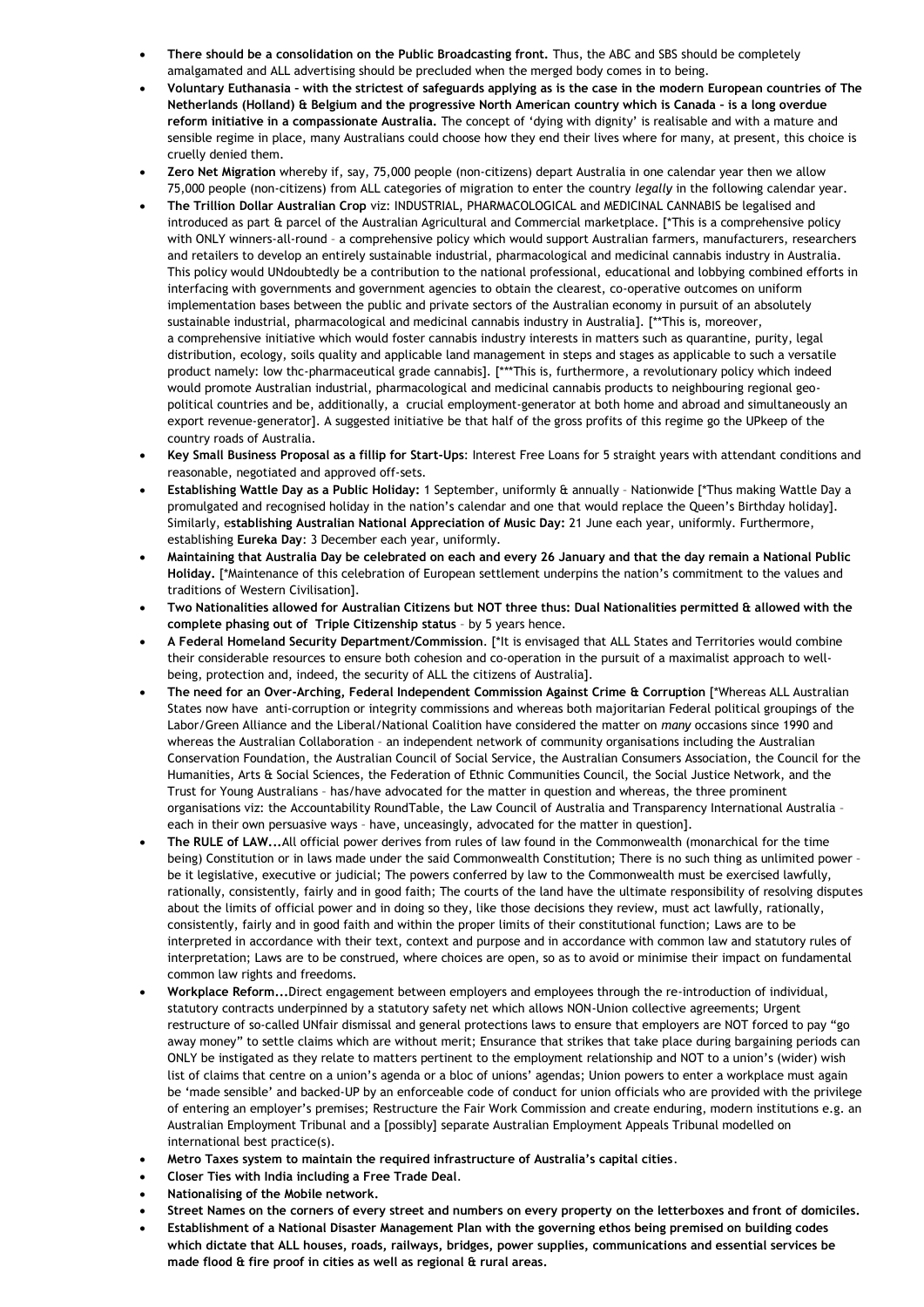- **There should be a consolidation on the Public Broadcasting front.** Thus, the ABC and SBS should be completely amalgamated and ALL advertising should be precluded when the merged body comes in to being.
- **Voluntary Euthanasia – with the strictest of safeguards applying as is the case in the modern European countries of The Netherlands (Holland) & Belgium and the progressive North American country which is Canada – is a long overdue reform initiative in a compassionate Australia.** The concept of 'dying with dignity' is realisable and with a mature and sensible regime in place, many Australians could choose how they end their lives where for many, at present, this choice is cruelly denied them.
- **Zero Net Migration** whereby if, say, 75,000 people (non-citizens) depart Australia in one calendar year then we allow 75,000 people (non-citizens) from ALL categories of migration to enter the country *legally* in the following calendar year.
- **The Trillion Dollar Australian Crop** viz: INDUSTRIAL, PHARMACOLOGICAL and MEDICINAL CANNABIS be legalised and introduced as part & parcel of the Australian Agricultural and Commercial marketplace. [*This is a comprehensive policy with ONLY winners-all-round – a comprehensive policy which would support Australian farmers, manufacturers, researchers and retailers to develop an entirely sustainable industrial, pharmacological and medicinal cannabis industry in Australia. This policy would UNdoubtedly be a contribution to the national professional, educational and lobbying combined efforts in interfacing with governments and government agencies to obtain the clearest, co-operative outcomes on uniform implementation bases between the public and private sectors of the Australian economy in pursuit of an absolutely sustainable industrial, pharmacological and medicinal cannabis industry in Australia]. [**This is, moreover, a comprehensive initiative which would foster cannabis industry interests in matters such as quarantine, purity, legal distribution, ecology, soils quality and applicable land management in steps and stages as applicable to such a versatile product namely: low thc-pharmaceutical grade cannabis]. [***This is, furthermore, a revolutionary policy which indeed would promote Australian industrial, pharmacological and medicinal cannabis products to neighbouring regional geo-political countries and be, additionally, a crucial employment-generator at both home and abroad and simultaneously an export revenue-generator]. A suggested initiative be that half of the gross profits of this regime go the UPkeep of the country roads of Australia.
- **Key Small Business Proposal as a fillip for Start-Ups**: Interest Free Loans for 5 straight years with attendant conditions and reasonable, negotiated and approved off-sets.
- **Establishing Wattle Day as a Public Holiday:** 1 September, uniformly & annually – Nationwide [*Thus making Wattle Day a promulgated and recognised holiday in the nation's calendar and one that would replace the Queen's Birthday holiday]. Similarly, e**stablishing Australian National Appreciation of Music Day:** 21 June each year, uniformly. Furthermore, establishing **Eureka Day**: 3 December each year, uniformly.
- **Maintaining that Australia Day be celebrated on each and every 26 January and that the day remain a National Public Holiday.** [*Maintenance of this celebration of European settlement underpins the nation's commitment to the values and traditions of Western Civilisation].
- **Two Nationalities allowed for Australian Citizens but NOT three thus: Dual Nationalities permitted & allowed with the complete phasing out of Triple Citizenship status** – by 5 years hence.
- **A Federal Homeland Security Department/Commission**. [*It is envisaged that ALL States and Territories would combine their considerable resources to ensure both cohesion and co-operation in the pursuit of a maximalist approach to well-being, protection and, indeed, the security of ALL the citizens of Australia].
- **The need for an Over-Arching, Federal Independent Commission Against Crime & Corruption** [*Whereas ALL Australian States now have anti-corruption or integrity commissions and whereas both majoritarian Federal political groupings of the Labor/Green Alliance and the Liberal/National Coalition have considered the matter on *many* occasions since 1990 and whereas the Australian Collaboration – an independent network of community organisations including the Australian Conservation Foundation, the Australian Council of Social Service, the Australian Consumers Association, the Council for the Humanities, Arts & Social Sciences, the Federation of Ethnic Communities Council, the Social Justice Network, and the Trust for Young Australians – has/have advocated for the matter in question and whereas, the three prominent organisations viz: the Accountability RoundTable, the Law Council of Australia and Transparency International Australia – each in their own persuasive ways – have, unceasingly, advocated for the matter in question].
- **The RULE of LAW...**All official power derives from rules of law found in the Commonwealth (monarchical for the time being) Constitution or in laws made under the said Commonwealth Constitution; There is no such thing as unlimited power – be it legislative, executive or judicial; The powers conferred by law to the Commonwealth must be exercised lawfully, rationally, consistently, fairly and in good faith; The courts of the land have the ultimate responsibility of resolving disputes about the limits of official power and in doing so they, like those decisions they review, must act lawfully, rationally, consistently, fairly and in good faith and within the proper limits of their constitutional function; Laws are to be interpreted in accordance with their text, context and purpose and in accordance with common law and statutory rules of interpretation; Laws are to be construed, where choices are open, so as to avoid or minimise their impact on fundamental common law rights and freedoms.
- **Workplace Reform...**Direct engagement between employers and employees through the re-introduction of individual, statutory contracts underpinned by a statutory safety net which allows NON-Union collective agreements; Urgent restructure of so-called UNfair dismissal and general protections laws to ensure that employers are NOT forced to pay "go away money" to settle claims which are without merit; Ensurance that strikes that take place during bargaining periods can ONLY be instigated as they relate to matters pertinent to the employment relationship and NOT to a union's (wider) wish list of claims that centre on a union's agenda or a bloc of unions' agendas; Union powers to enter a workplace must again be 'made sensible' and backed-UP by an enforceable code of conduct for union officials who are provided with the privilege of entering an employer's premises; Restructure the Fair Work Commission and create enduring, modern institutions e.g. an Australian Employment Tribunal and a [possibly] separate Australian Employment Appeals Tribunal modelled on international best practice(s).
- **Metro Taxes system to maintain the required infrastructure of Australia's capital cities**.
- **Closer Ties with India including a Free Trade Deal**.
- **Nationalising of the Mobile network.**
- **Street Names on the corners of every street and numbers on every property on the letterboxes and front of domiciles.**
- **Establishment of a National Disaster Management Plan with the governing ethos being premised on building codes which dictate that ALL houses, roads, railways, bridges, power supplies, communications and essential services be made flood & fire proof in cities as well as regional & rural areas.**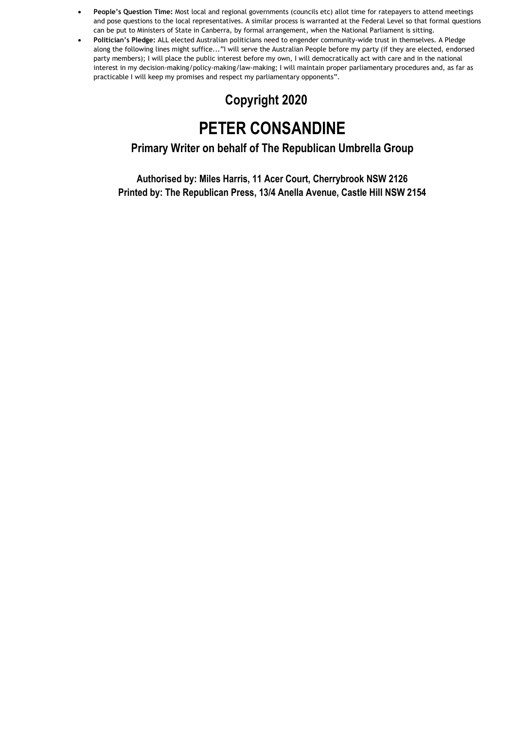- **People's Question Time:** Most local and regional governments (councils etc) allot time for ratepayers to attend meetings and pose questions to the local representatives. A similar process is warranted at the Federal Level so that formal questions can be put to Ministers of State in Canberra, by formal arrangement, when the National Parliament is sitting.
- **Politician's Pledge:** ALL elected Australian politicians need to engender community-wide trust in themselves. A Pledge along the following lines might suffice..."I will serve the Australian People before my party (if they are elected, endorsed party members); I will place the public interest before my own, I will democratically act with care and in the national interest in my decision-making/policy-making/law-making; I will maintain proper parliamentary procedures and, as far as practicable I will keep my promises and respect my parliamentary opponents".

## Copyright 2020

# PETER CONSANDINE

### Primary Writer on behalf of The Republican Umbrella Group

**Authorised by: Miles Harris, 11 Acer Court, Cherrybrook NSW 2126**
**Printed by: The Republican Press, 13/4 Anella Avenue, Castle Hill NSW 2154**